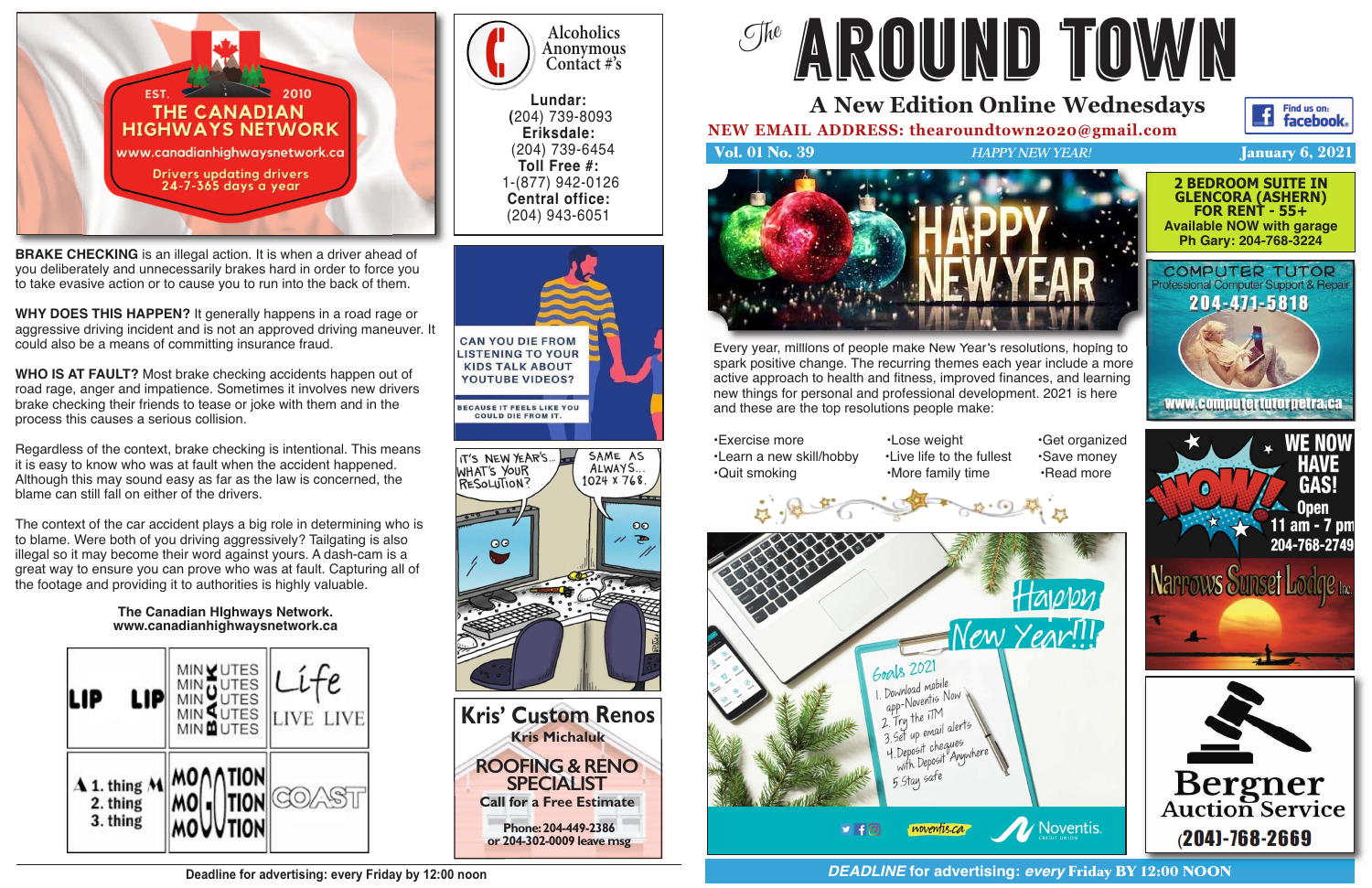# The AROUND TOWN

## A New Edition Online Wednesdays

**NEW EMAIL ADDRESS: thearoundtown2020@gmail.com**

Find us on: facebook.

**Vol. 01 No. 39** — *HAPPY NEW YEAR!* — **January 6, 2021**

---

HAPPY NEW YEAR

Every year, millions of people make New Year's resolutions, hoping to spark positive change. The recurring themes each year include a more active approach to health and fitness, improved finances, and learning new things for personal and professional development. 2021 is here and these are the top resolutions people make:

- Exercise more
- Learn a new skill/hobby
- Quit smoking
- Lose weight
- Live life to the fullest
- More family time
- Get organized
- Save money
- Read more

Happy New Year!!

Goals 2021
1. Download mobile app-Noventis Now
2. Try the ITM
3. Set up email alerts
4. Deposit cheques with Deposit Anywhere
5. Stay safe

noventis.ca — Noventis. CREDIT UNION

---

**2 BEDROOM SUITE IN GLENCORA (ASHERN) FOR RENT - 55+**
**Available NOW with garage**
**Ph Gary: 204-768-3224**

---

COMPUTER TUTOR
Professional Computer Support & Repair
**204-471-5818**
www.computertutorpetra.ca

---

WOW! WE NOW HAVE GAS!
Open 11 am - 7 pm
204-768-2749
Narrows Sunset Lodge Inc.

---

**Bergner Auction Service**
(204)-768-2669

---

EST. 2010
THE CANADIAN HIGHWAYS NETWORK
www.canadianhighwaysnetwork.ca
Drivers updating drivers
24-7-365 days a year

**BRAKE CHECKING** is an illegal action. It is when a driver ahead of you deliberately and unnecessarily brakes hard in order to force you to take evasive action or to cause you to run into the back of them.

**WHY DOES THIS HAPPEN?** It generally happens in a road rage or aggressive driving incident and is not an approved driving maneuver. It could also be a means of committing insurance fraud.

**WHO IS AT FAULT?** Most brake checking accidents happen out of road rage, anger and impatience. Sometimes it involves new drivers brake checking their friends to tease or joke with them and in the process this causes a serious collision.

Regardless of the context, brake checking is intentional. This means it is easy to know who was at fault when the accident happened. Although this may sound easy as far as the law is concerned, the blame can still fall on either of the drivers.

The context of the car accident plays a big role in determining who is to blame. Were both of you driving aggressively? Tailgating is also illegal so it may become their word against yours. A dash-cam is a great way to ensure you can prove who was at fault. Capturing all of the footage and providing it to authorities is highly valuable.

**The Canadian HIghways Network.**
**www.canadianhighwaysnetwork.ca**

| | | |
|---|---|---|
| LIP LIP | MIN UTES / MIN UTES / MIN UTES / MIN UTES / MIN UTES (BACK) | Life / LIVE LIVE |
| A 1. thing M / 2. thing / 3. thing | MO TION / MO TION / MO TION | COAST |

---

Alcoholics Anonymous Contact #'s

**Lundar:** (204) 739-8093
**Eriksdale:** (204) 739-6454
**Toll Free #:** 1-(877) 942-0126
**Central office:** (204) 943-6051

---

CAN YOU DIE FROM LISTENING TO YOUR KIDS TALK ABOUT YOUTUBE VIDEOS?

BECAUSE IT FEELS LIKE YOU COULD DIE FROM IT.

---

IT'S NEW YEAR'S... WHAT'S YOUR RESOLUTION?

SAME AS ALWAYS... 1024 X 768.

---

**Kris' Custom Renos**
**Kris Michaluk**
**ROOFING & RENO SPECIALIST**
**Call for a Free Estimate**
**Phone: 204-449-2386**
**or 204-302-0009 leave msg**

---

**Deadline for advertising: every Friday by 12:00 noon**

***DEADLINE* for advertising: *every* Friday BY 12:00 NOON**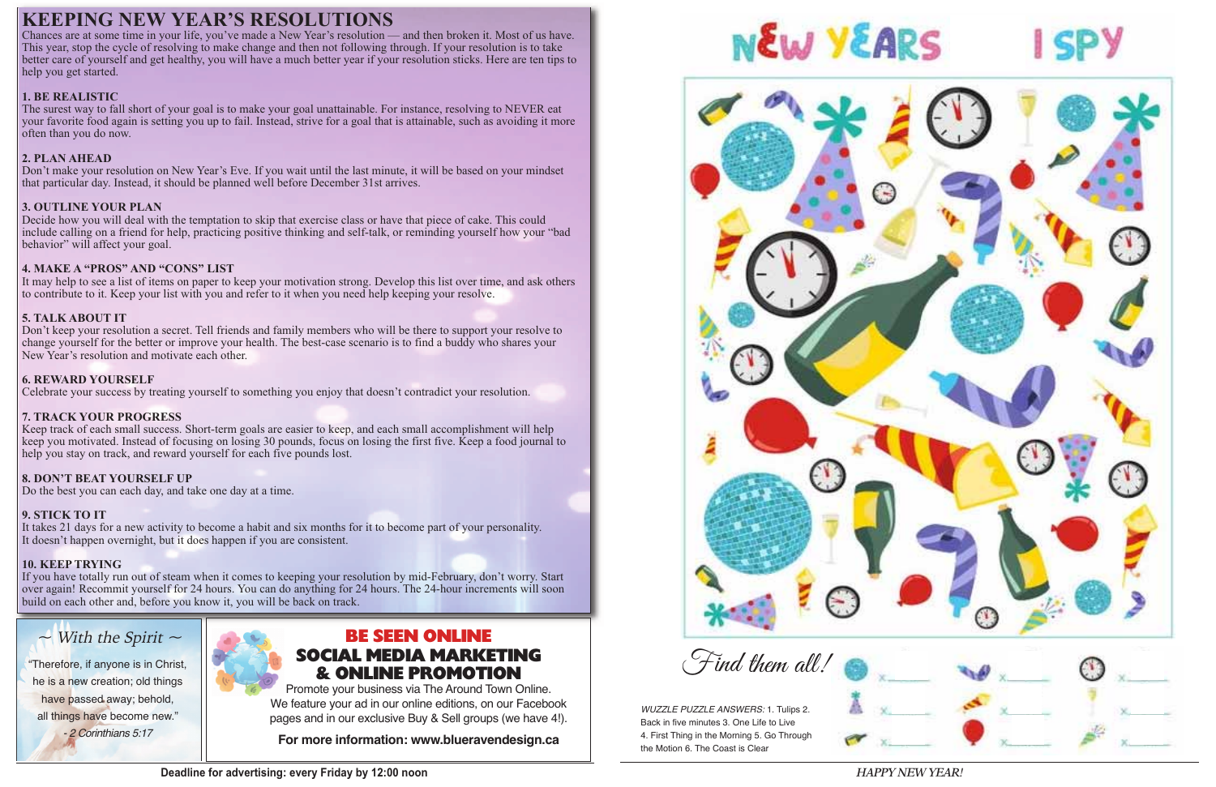# KEEPING NEW YEAR'S RESOLUTIONS

Chances are at some time in your life, you've made a New Year's resolution — and then broken it. Most of us have. This year, stop the cycle of resolving to make change and then not following through. If your resolution is to take better care of yourself and get healthy, you will have a much better year if your resolution sticks. Here are ten tips to help you get started.

### 1. BE REALISTIC

The surest way to fall short of your goal is to make your goal unattainable. For instance, resolving to NEVER eat your favorite food again is setting you up to fail. Instead, strive for a goal that is attainable, such as avoiding it more often than you do now.

### 2. PLAN AHEAD

Don't make your resolution on New Year's Eve. If you wait until the last minute, it will be based on your mindset that particular day. Instead, it should be planned well before December 31st arrives.

### 3. OUTLINE YOUR PLAN

Decide how you will deal with the temptation to skip that exercise class or have that piece of cake. This could include calling on a friend for help, practicing positive thinking and self-talk, or reminding yourself how your "bad behavior" will affect your goal.

### 4. MAKE A "PROS" AND "CONS" LIST

It may help to see a list of items on paper to keep your motivation strong. Develop this list over time, and ask others to contribute to it. Keep your list with you and refer to it when you need help keeping your resolve.

### 5. TALK ABOUT IT

Don't keep your resolution a secret. Tell friends and family members who will be there to support your resolve to change yourself for the better or improve your health. The best-case scenario is to find a buddy who shares your New Year's resolution and motivate each other.

### 6. REWARD YOURSELF

Celebrate your success by treating yourself to something you enjoy that doesn't contradict your resolution.

### 7. TRACK YOUR PROGRESS

Keep track of each small success. Short-term goals are easier to keep, and each small accomplishment will help keep you motivated. Instead of focusing on losing 30 pounds, focus on losing the first five. Keep a food journal to help you stay on track, and reward yourself for each five pounds lost.

### 8. DON'T BEAT YOURSELF UP

Do the best you can each day, and take one day at a time.

### 9. STICK TO IT

It takes 21 days for a new activity to become a habit and six months for it to become part of your personality. It doesn't happen overnight, but it does happen if you are consistent.

### 10. KEEP TRYING

If you have totally run out of steam when it comes to keeping your resolution by mid-February, don't worry. Start over again! Recommit yourself for 24 hours. You can do anything for 24 hours. The 24-hour increments will soon build on each other and, before you know it, you will be back on track.

## ~ With the Spirit ~

"Therefore, if anyone is in Christ, he is a new creation; old things have passed away; behold, all things have become new."
- *2 Corinthians 5:17*

## BE SEEN ONLINE
## SOCIAL MEDIA MARKETING & ONLINE PROMOTION

Promote your business via The Around Town Online. We feature your ad in our online editions, on our Facebook pages and in our exclusive Buy & Sell groups (we have 4!).

**For more information: www.blueravendesign.ca**

**Deadline for advertising: every Friday by 12:00 noon**

## NEW YEARS I SPY

*Find them all!*

x\_\_\_\_\_ x\_\_\_\_\_ x\_\_\_\_\_
x\_\_\_\_\_ x\_\_\_\_\_ x\_\_\_\_\_
x\_\_\_\_\_ x\_\_\_\_\_ x\_\_\_\_\_

*WUZZLE PUZZLE ANSWERS:* 1. Tulips 2. Back in five minutes 3. One Life to Live 4. First Thing in the Morning 5. Go Through the Motion 6. The Coast is Clear

*HAPPY NEW YEAR!*